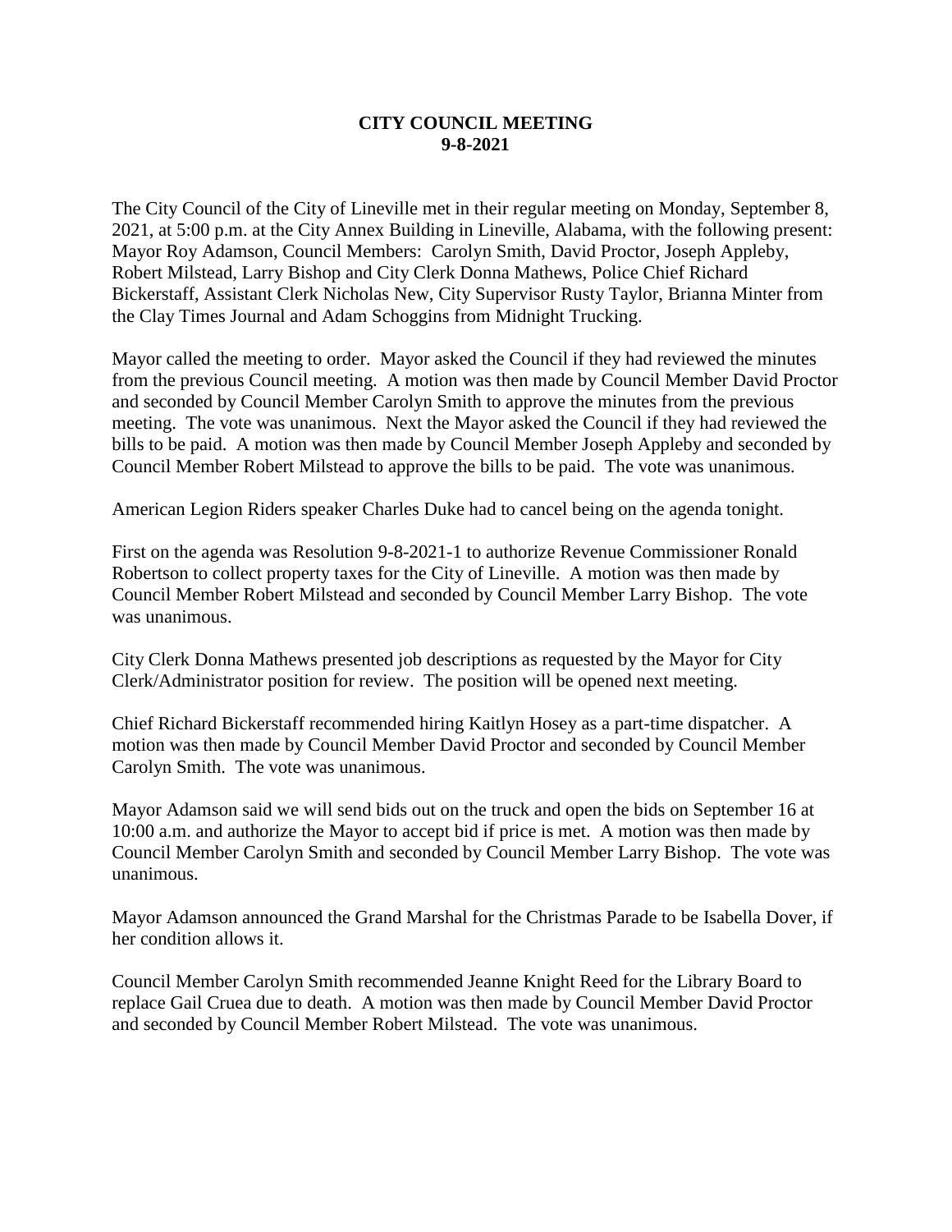**CITY COUNCIL MEETING**
**9-8-2021**

The City Council of the City of Lineville met in their regular meeting on Monday, September 8, 2021, at 5:00 p.m. at the City Annex Building in Lineville, Alabama, with the following present: Mayor Roy Adamson, Council Members: Carolyn Smith, David Proctor, Joseph Appleby, Robert Milstead, Larry Bishop and City Clerk Donna Mathews, Police Chief Richard Bickerstaff, Assistant Clerk Nicholas New, City Supervisor Rusty Taylor, Brianna Minter from the Clay Times Journal and Adam Schoggins from Midnight Trucking.

Mayor called the meeting to order. Mayor asked the Council if they had reviewed the minutes from the previous Council meeting. A motion was then made by Council Member David Proctor and seconded by Council Member Carolyn Smith to approve the minutes from the previous meeting. The vote was unanimous. Next the Mayor asked the Council if they had reviewed the bills to be paid. A motion was then made by Council Member Joseph Appleby and seconded by Council Member Robert Milstead to approve the bills to be paid. The vote was unanimous.

American Legion Riders speaker Charles Duke had to cancel being on the agenda tonight.

First on the agenda was Resolution 9-8-2021-1 to authorize Revenue Commissioner Ronald Robertson to collect property taxes for the City of Lineville. A motion was then made by Council Member Robert Milstead and seconded by Council Member Larry Bishop. The vote was unanimous.

City Clerk Donna Mathews presented job descriptions as requested by the Mayor for City Clerk/Administrator position for review. The position will be opened next meeting.

Chief Richard Bickerstaff recommended hiring Kaitlyn Hosey as a part-time dispatcher. A motion was then made by Council Member David Proctor and seconded by Council Member Carolyn Smith. The vote was unanimous.

Mayor Adamson said we will send bids out on the truck and open the bids on September 16 at 10:00 a.m. and authorize the Mayor to accept bid if price is met. A motion was then made by Council Member Carolyn Smith and seconded by Council Member Larry Bishop. The vote was unanimous.

Mayor Adamson announced the Grand Marshal for the Christmas Parade to be Isabella Dover, if her condition allows it.

Council Member Carolyn Smith recommended Jeanne Knight Reed for the Library Board to replace Gail Cruea due to death. A motion was then made by Council Member David Proctor and seconded by Council Member Robert Milstead. The vote was unanimous.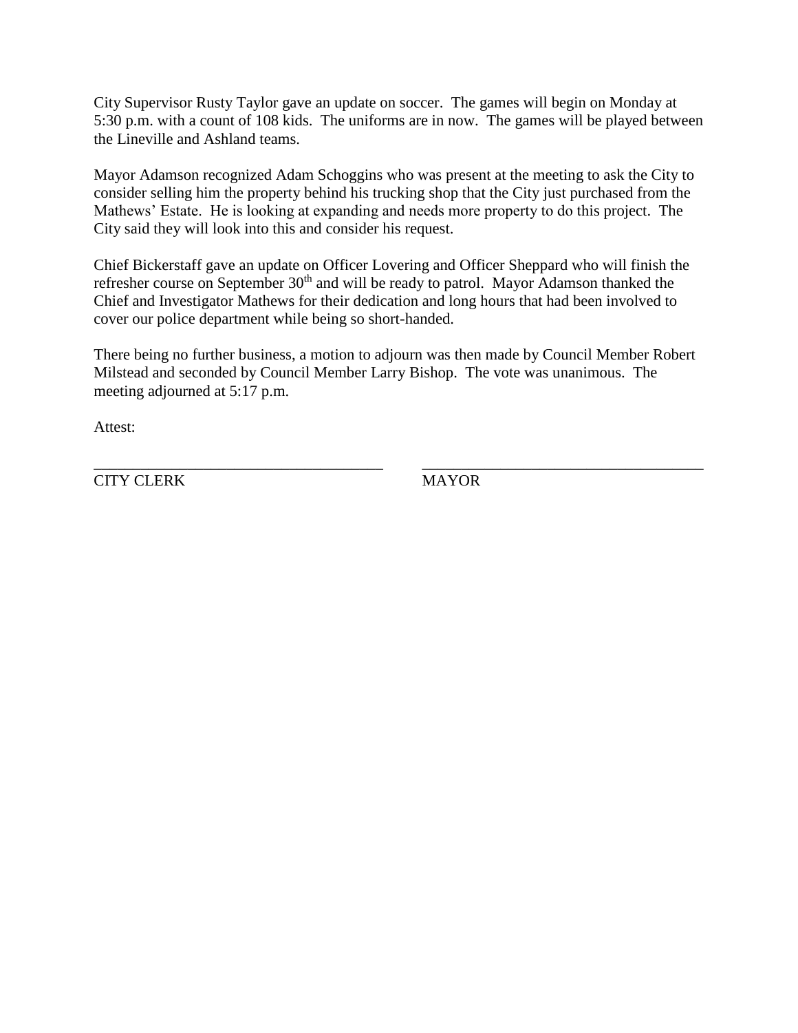City Supervisor Rusty Taylor gave an update on soccer. The games will begin on Monday at 5:30 p.m. with a count of 108 kids. The uniforms are in now. The games will be played between the Lineville and Ashland teams.

Mayor Adamson recognized Adam Schoggins who was present at the meeting to ask the City to consider selling him the property behind his trucking shop that the City just purchased from the Mathews' Estate. He is looking at expanding and needs more property to do this project. The City said they will look into this and consider his request.

Chief Bickerstaff gave an update on Officer Lovering and Officer Sheppard who will finish the refresher course on September 30th and will be ready to patrol. Mayor Adamson thanked the Chief and Investigator Mathews for their dedication and long hours that had been involved to cover our police department while being so short-handed.

There being no further business, a motion to adjourn was then made by Council Member Robert Milstead and seconded by Council Member Larry Bishop. The vote was unanimous. The meeting adjourned at 5:17 p.m.

Attest:

_______________________________________ _______________________________________

CITY CLERK MAYOR